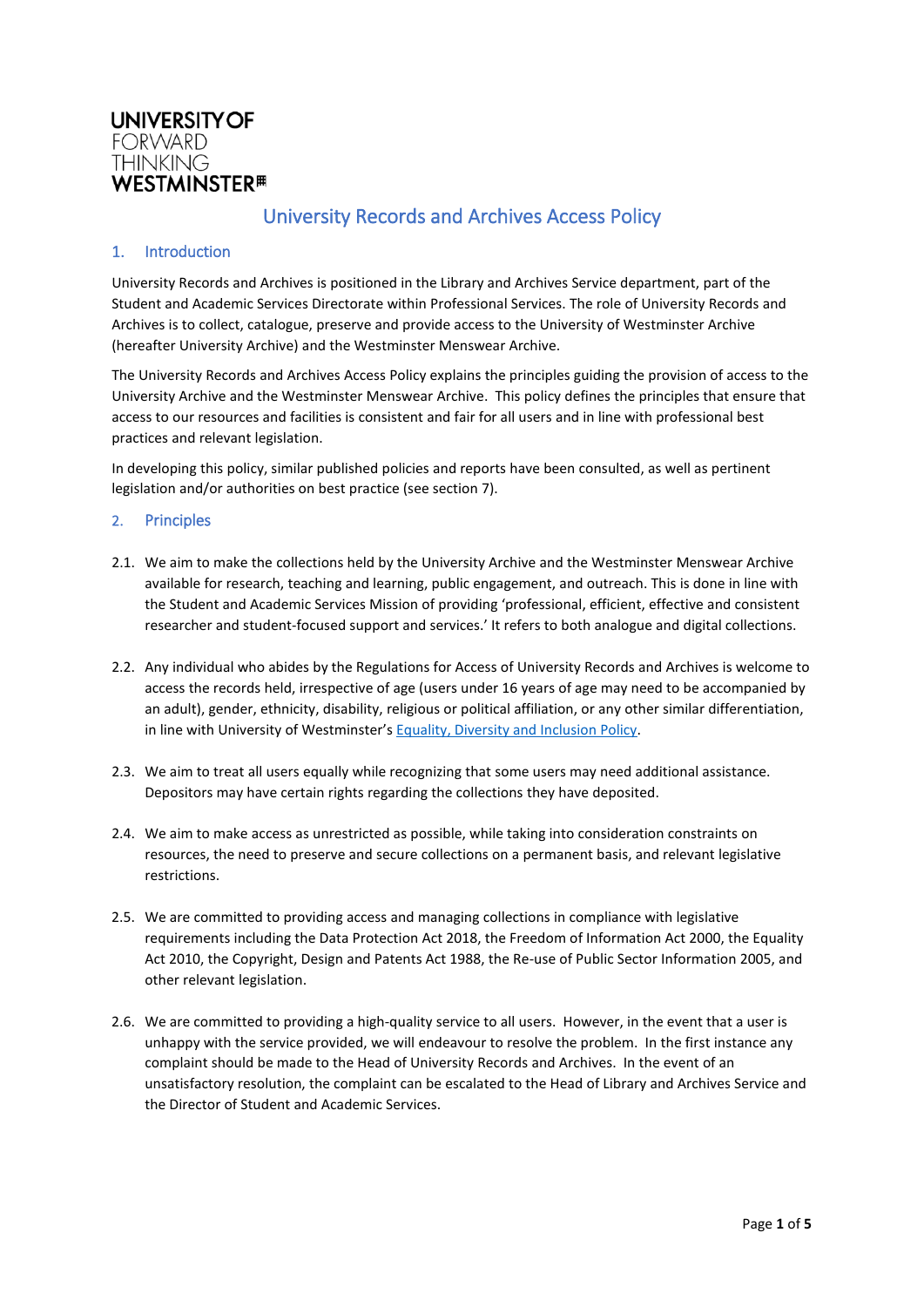UNIVERSITY OF
FORWARD
THINKING
WESTMINSTER

# University Records and Archives Access Policy

## 1. Introduction

University Records and Archives is positioned in the Library and Archives Service department, part of the Student and Academic Services Directorate within Professional Services. The role of University Records and Archives is to collect, catalogue, preserve and provide access to the University of Westminster Archive (hereafter University Archive) and the Westminster Menswear Archive.

The University Records and Archives Access Policy explains the principles guiding the provision of access to the University Archive and the Westminster Menswear Archive. This policy defines the principles that ensure that access to our resources and facilities is consistent and fair for all users and in line with professional best practices and relevant legislation.

In developing this policy, similar published policies and reports have been consulted, as well as pertinent legislation and/or authorities on best practice (see section 7).

## 2. Principles

2.1. We aim to make the collections held by the University Archive and the Westminster Menswear Archive available for research, teaching and learning, public engagement, and outreach. This is done in line with the Student and Academic Services Mission of providing 'professional, efficient, effective and consistent researcher and student-focused support and services.' It refers to both analogue and digital collections.

2.2. Any individual who abides by the Regulations for Access of University Records and Archives is welcome to access the records held, irrespective of age (users under 16 years of age may need to be accompanied by an adult), gender, ethnicity, disability, religious or political affiliation, or any other similar differentiation, in line with University of Westminster's [Equality, Diversity and Inclusion Policy](Equality, Diversity and Inclusion Policy).

2.3. We aim to treat all users equally while recognizing that some users may need additional assistance. Depositors may have certain rights regarding the collections they have deposited.

2.4. We aim to make access as unrestricted as possible, while taking into consideration constraints on resources, the need to preserve and secure collections on a permanent basis, and relevant legislative restrictions.

2.5. We are committed to providing access and managing collections in compliance with legislative requirements including the Data Protection Act 2018, the Freedom of Information Act 2000, the Equality Act 2010, the Copyright, Design and Patents Act 1988, the Re-use of Public Sector Information 2005, and other relevant legislation.

2.6. We are committed to providing a high-quality service to all users. However, in the event that a user is unhappy with the service provided, we will endeavour to resolve the problem. In the first instance any complaint should be made to the Head of University Records and Archives. In the event of an unsatisfactory resolution, the complaint can be escalated to the Head of Library and Archives Service and the Director of Student and Academic Services.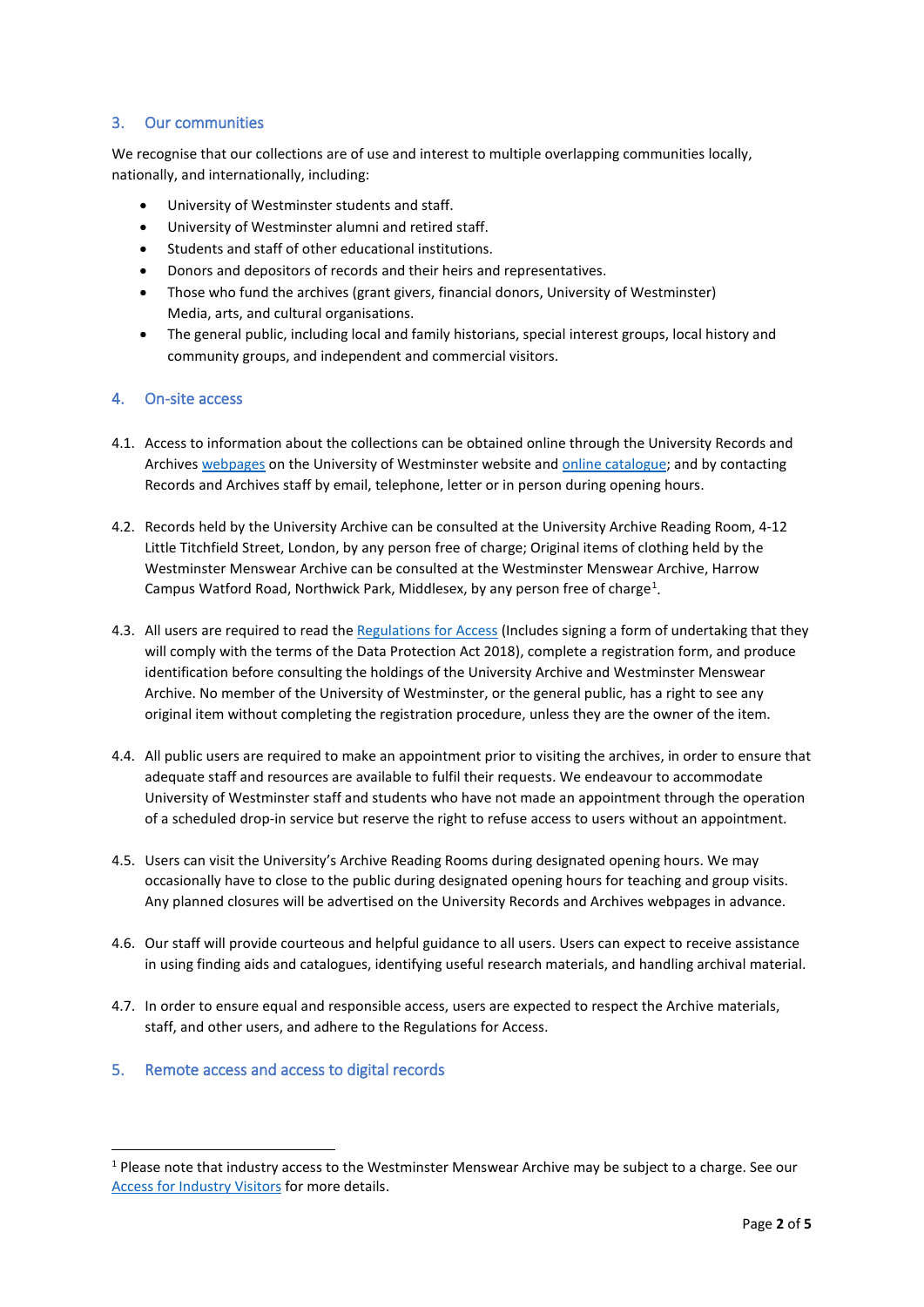## 3. Our communities

We recognise that our collections are of use and interest to multiple overlapping communities locally, nationally, and internationally, including:

- University of Westminster students and staff.
- University of Westminster alumni and retired staff.
- Students and staff of other educational institutions.
- Donors and depositors of records and their heirs and representatives.
- Those who fund the archives (grant givers, financial donors, University of Westminster) Media, arts, and cultural organisations.
- The general public, including local and family historians, special interest groups, local history and community groups, and independent and commercial visitors.

## 4. On-site access

4.1. Access to information about the collections can be obtained online through the University Records and Archives webpages on the University of Westminster website and online catalogue; and by contacting Records and Archives staff by email, telephone, letter or in person during opening hours.

4.2. Records held by the University Archive can be consulted at the University Archive Reading Room, 4-12 Little Titchfield Street, London, by any person free of charge; Original items of clothing held by the Westminster Menswear Archive can be consulted at the Westminster Menswear Archive, Harrow Campus Watford Road, Northwick Park, Middlesex, by any person free of charge[1].

4.3. All users are required to read the Regulations for Access (Includes signing a form of undertaking that they will comply with the terms of the Data Protection Act 2018), complete a registration form, and produce identification before consulting the holdings of the University Archive and Westminster Menswear Archive. No member of the University of Westminster, or the general public, has a right to see any original item without completing the registration procedure, unless they are the owner of the item.

4.4. All public users are required to make an appointment prior to visiting the archives, in order to ensure that adequate staff and resources are available to fulfil their requests. We endeavour to accommodate University of Westminster staff and students who have not made an appointment through the operation of a scheduled drop-in service but reserve the right to refuse access to users without an appointment.

4.5. Users can visit the University's Archive Reading Rooms during designated opening hours. We may occasionally have to close to the public during designated opening hours for teaching and group visits. Any planned closures will be advertised on the University Records and Archives webpages in advance.

4.6. Our staff will provide courteous and helpful guidance to all users. Users can expect to receive assistance in using finding aids and catalogues, identifying useful research materials, and handling archival material.

4.7. In order to ensure equal and responsible access, users are expected to respect the Archive materials, staff, and other users, and adhere to the Regulations for Access.

## 5. Remote access and access to digital records

---

[1] Please note that industry access to the Westminster Menswear Archive may be subject to a charge. See our Access for Industry Visitors for more details.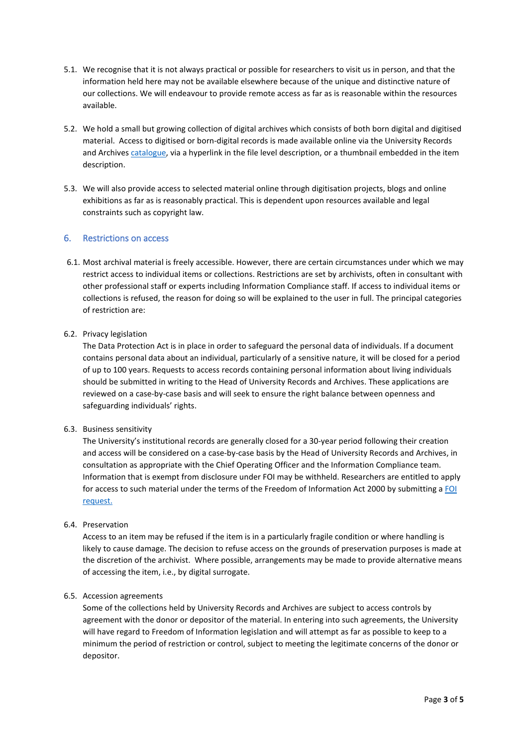5.1. We recognise that it is not always practical or possible for researchers to visit us in person, and that the information held here may not be available elsewhere because of the unique and distinctive nature of our collections. We will endeavour to provide remote access as far as is reasonable within the resources available.

5.2. We hold a small but growing collection of digital archives which consists of both born digital and digitised material. Access to digitised or born-digital records is made available online via the University Records and Archives catalogue, via a hyperlink in the file level description, or a thumbnail embedded in the item description.

5.3. We will also provide access to selected material online through digitisation projects, blogs and online exhibitions as far as is reasonably practical. This is dependent upon resources available and legal constraints such as copyright law.

## 6. Restrictions on access

6.1. Most archival material is freely accessible. However, there are certain circumstances under which we may restrict access to individual items or collections. Restrictions are set by archivists, often in consultant with other professional staff or experts including Information Compliance staff. If access to individual items or collections is refused, the reason for doing so will be explained to the user in full. The principal categories of restriction are:

6.2. Privacy legislation
The Data Protection Act is in place in order to safeguard the personal data of individuals. If a document contains personal data about an individual, particularly of a sensitive nature, it will be closed for a period of up to 100 years. Requests to access records containing personal information about living individuals should be submitted in writing to the Head of University Records and Archives. These applications are reviewed on a case-by-case basis and will seek to ensure the right balance between openness and safeguarding individuals' rights.

6.3. Business sensitivity
The University's institutional records are generally closed for a 30-year period following their creation and access will be considered on a case-by-case basis by the Head of University Records and Archives, in consultation as appropriate with the Chief Operating Officer and the Information Compliance team. Information that is exempt from disclosure under FOI may be withheld. Researchers are entitled to apply for access to such material under the terms of the Freedom of Information Act 2000 by submitting a FOI request.

6.4. Preservation
Access to an item may be refused if the item is in a particularly fragile condition or where handling is likely to cause damage. The decision to refuse access on the grounds of preservation purposes is made at the discretion of the archivist. Where possible, arrangements may be made to provide alternative means of accessing the item, i.e., by digital surrogate.

6.5. Accession agreements
Some of the collections held by University Records and Archives are subject to access controls by agreement with the donor or depositor of the material. In entering into such agreements, the University will have regard to Freedom of Information legislation and will attempt as far as possible to keep to a minimum the period of restriction or control, subject to meeting the legitimate concerns of the donor or depositor.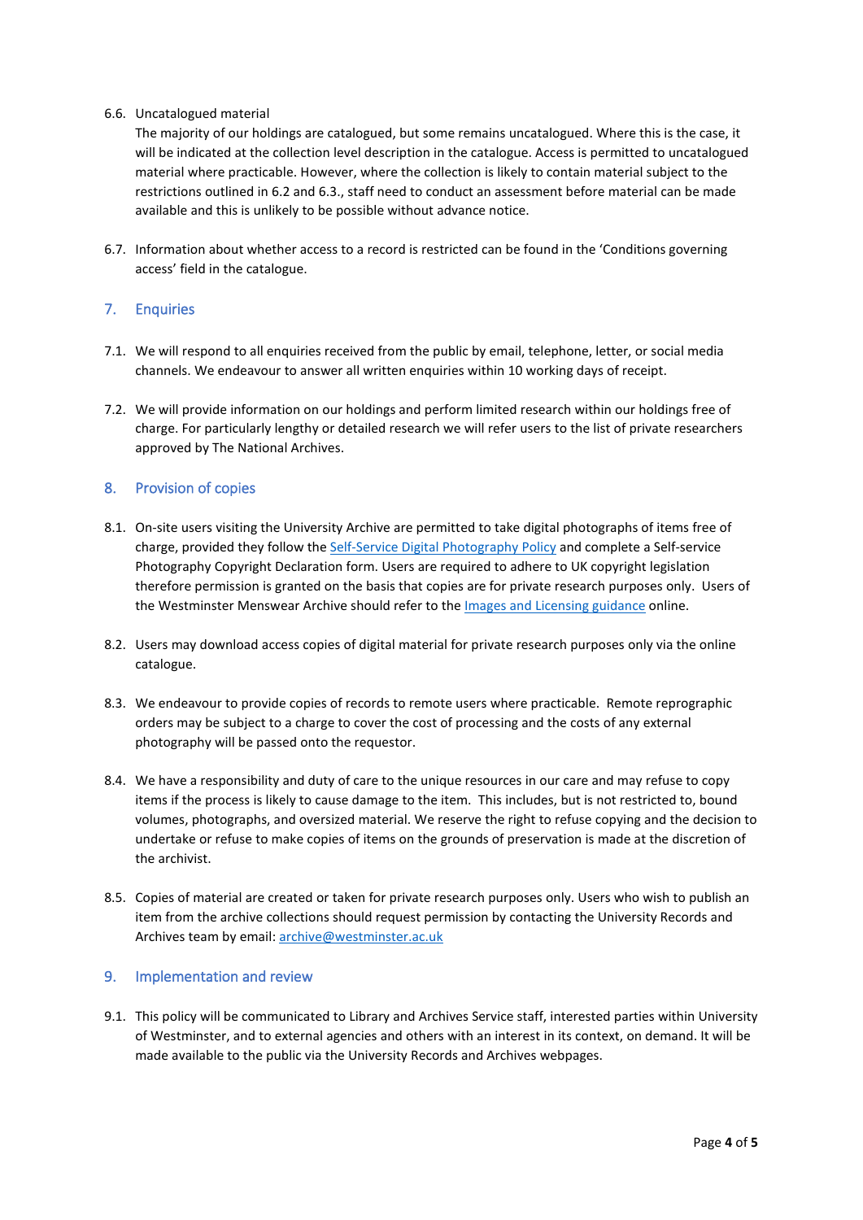6.6. Uncatalogued material

The majority of our holdings are catalogued, but some remains uncatalogued. Where this is the case, it will be indicated at the collection level description in the catalogue. Access is permitted to uncatalogued material where practicable. However, where the collection is likely to contain material subject to the restrictions outlined in 6.2 and 6.3., staff need to conduct an assessment before material can be made available and this is unlikely to be possible without advance notice.

6.7. Information about whether access to a record is restricted can be found in the 'Conditions governing access' field in the catalogue.

## 7. Enquiries

7.1. We will respond to all enquiries received from the public by email, telephone, letter, or social media channels. We endeavour to answer all written enquiries within 10 working days of receipt.

7.2. We will provide information on our holdings and perform limited research within our holdings free of charge. For particularly lengthy or detailed research we will refer users to the list of private researchers approved by The National Archives.

## 8. Provision of copies

8.1. On-site users visiting the University Archive are permitted to take digital photographs of items free of charge, provided they follow the Self-Service Digital Photography Policy and complete a Self-service Photography Copyright Declaration form. Users are required to adhere to UK copyright legislation therefore permission is granted on the basis that copies are for private research purposes only. Users of the Westminster Menswear Archive should refer to the Images and Licensing guidance online.

8.2. Users may download access copies of digital material for private research purposes only via the online catalogue.

8.3. We endeavour to provide copies of records to remote users where practicable. Remote reprographic orders may be subject to a charge to cover the cost of processing and the costs of any external photography will be passed onto the requestor.

8.4. We have a responsibility and duty of care to the unique resources in our care and may refuse to copy items if the process is likely to cause damage to the item. This includes, but is not restricted to, bound volumes, photographs, and oversized material. We reserve the right to refuse copying and the decision to undertake or refuse to make copies of items on the grounds of preservation is made at the discretion of the archivist.

8.5. Copies of material are created or taken for private research purposes only. Users who wish to publish an item from the archive collections should request permission by contacting the University Records and Archives team by email: archive@westminster.ac.uk

## 9. Implementation and review

9.1. This policy will be communicated to Library and Archives Service staff, interested parties within University of Westminster, and to external agencies and others with an interest in its context, on demand. It will be made available to the public via the University Records and Archives webpages.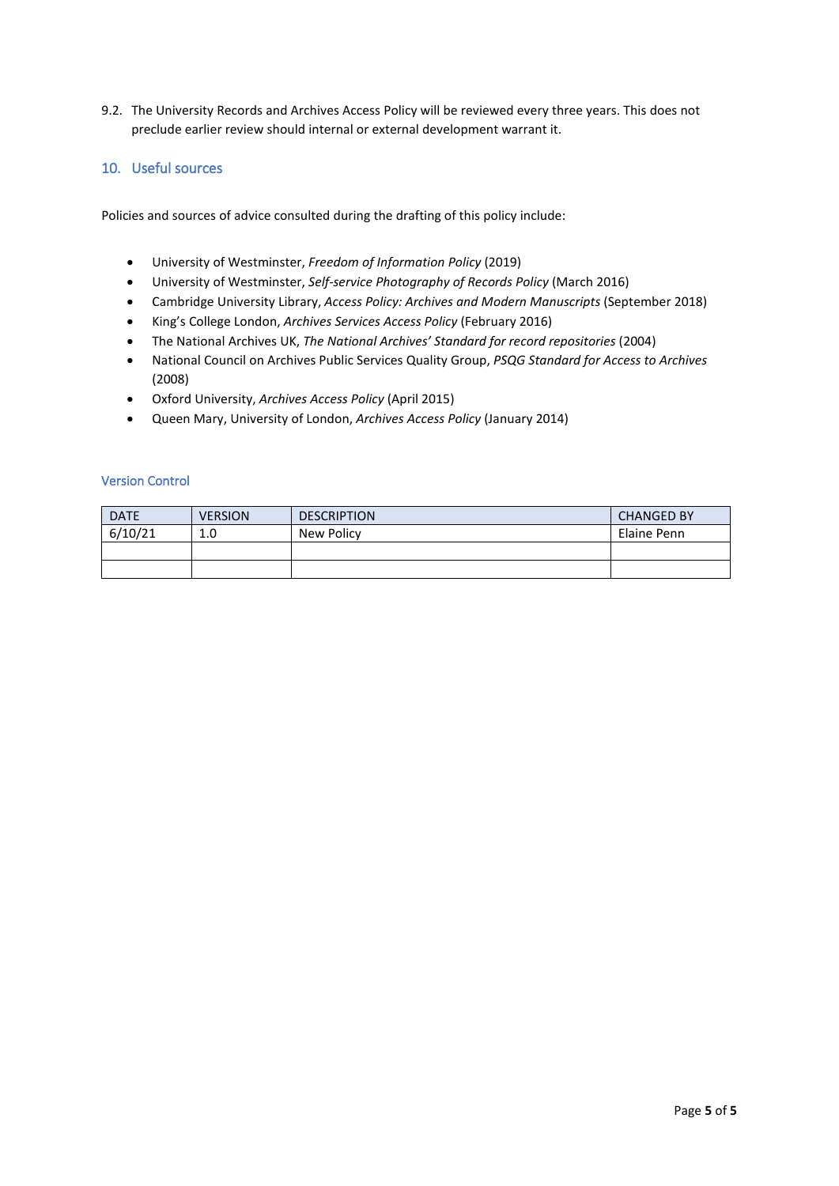9.2. The University Records and Archives Access Policy will be reviewed every three years. This does not preclude earlier review should internal or external development warrant it.

## 10. Useful sources

Policies and sources of advice consulted during the drafting of this policy include:

- University of Westminster, *Freedom of Information Policy* (2019)
- University of Westminster, *Self-service Photography of Records Policy* (March 2016)
- Cambridge University Library, *Access Policy: Archives and Modern Manuscripts* (September 2018)
- King's College London, *Archives Services Access Policy* (February 2016)
- The National Archives UK, *The National Archives' Standard for record repositories* (2004)
- National Council on Archives Public Services Quality Group, *PSQG Standard for Access to Archives* (2008)
- Oxford University, *Archives Access Policy* (April 2015)
- Queen Mary, University of London, *Archives Access Policy* (January 2014)

### Version Control

| DATE | VERSION | DESCRIPTION | CHANGED BY |
|---|---|---|---|
| 6/10/21 | 1.0 | New Policy | Elaine Penn |
| | | | |
| | | | |